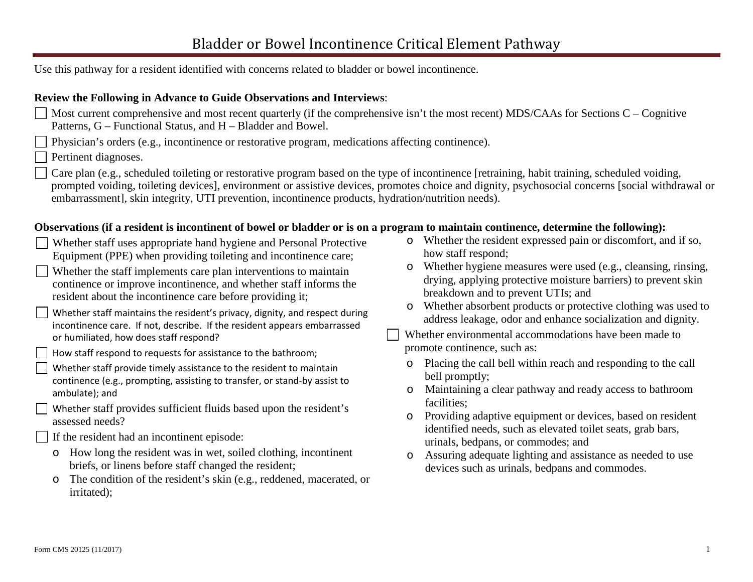# Bladder or Bowel Incontinence Critical Element Pathway

Use this pathway for a resident identified with concerns related to bladder or bowel incontinence.

**Review the Following in Advance to Guide Observations and Interviews**:

- ☐ Most current comprehensive and most recent quarterly (if the comprehensive isn't the most recent) MDS/CAAs for Sections C – Cognitive Patterns, G – Functional Status, and H – Bladder and Bowel.
- ☐ Physician's orders (e.g., incontinence or restorative program, medications affecting continence).
- ☐ Pertinent diagnoses.
- ☐ Care plan (e.g., scheduled toileting or restorative program based on the type of incontinence [retraining, habit training, scheduled voiding, prompted voiding, toileting devices], environment or assistive devices, promotes choice and dignity, psychosocial concerns [social withdrawal or embarrassment], skin integrity, UTI prevention, incontinence products, hydration/nutrition needs).

**Observations (if a resident is incontinent of bowel or bladder or is on a program to maintain continence, determine the following):**

- ☐ Whether staff uses appropriate hand hygiene and Personal Protective Equipment (PPE) when providing toileting and incontinence care;
- ☐ Whether the staff implements care plan interventions to maintain continence or improve incontinence, and whether staff informs the resident about the incontinence care before providing it;
- ☐ Whether staff maintains the resident's privacy, dignity, and respect during incontinence care. If not, describe. If the resident appears embarrassed or humiliated, how does staff respond?
- ☐ How staff respond to requests for assistance to the bathroom;
- ☐ Whether staff provide timely assistance to the resident to maintain continence (e.g., prompting, assisting to transfer, or stand-by assist to ambulate); and
- ☐ Whether staff provides sufficient fluids based upon the resident's assessed needs?
- ☐ If the resident had an incontinent episode:
  - How long the resident was in wet, soiled clothing, incontinent briefs, or linens before staff changed the resident;
  - The condition of the resident's skin (e.g., reddened, macerated, or irritated);
  - Whether the resident expressed pain or discomfort, and if so, how staff respond;
  - Whether hygiene measures were used (e.g., cleansing, rinsing, drying, applying protective moisture barriers) to prevent skin breakdown and to prevent UTIs; and
  - Whether absorbent products or protective clothing was used to address leakage, odor and enhance socialization and dignity.
- ☐ Whether environmental accommodations have been made to promote continence, such as:
  - Placing the call bell within reach and responding to the call bell promptly;
  - Maintaining a clear pathway and ready access to bathroom facilities;
  - Providing adaptive equipment or devices, based on resident identified needs, such as elevated toilet seats, grab bars, urinals, bedpans, or commodes; and
  - Assuring adequate lighting and assistance as needed to use devices such as urinals, bedpans and commodes.

Form CMS 20125 (11/2017)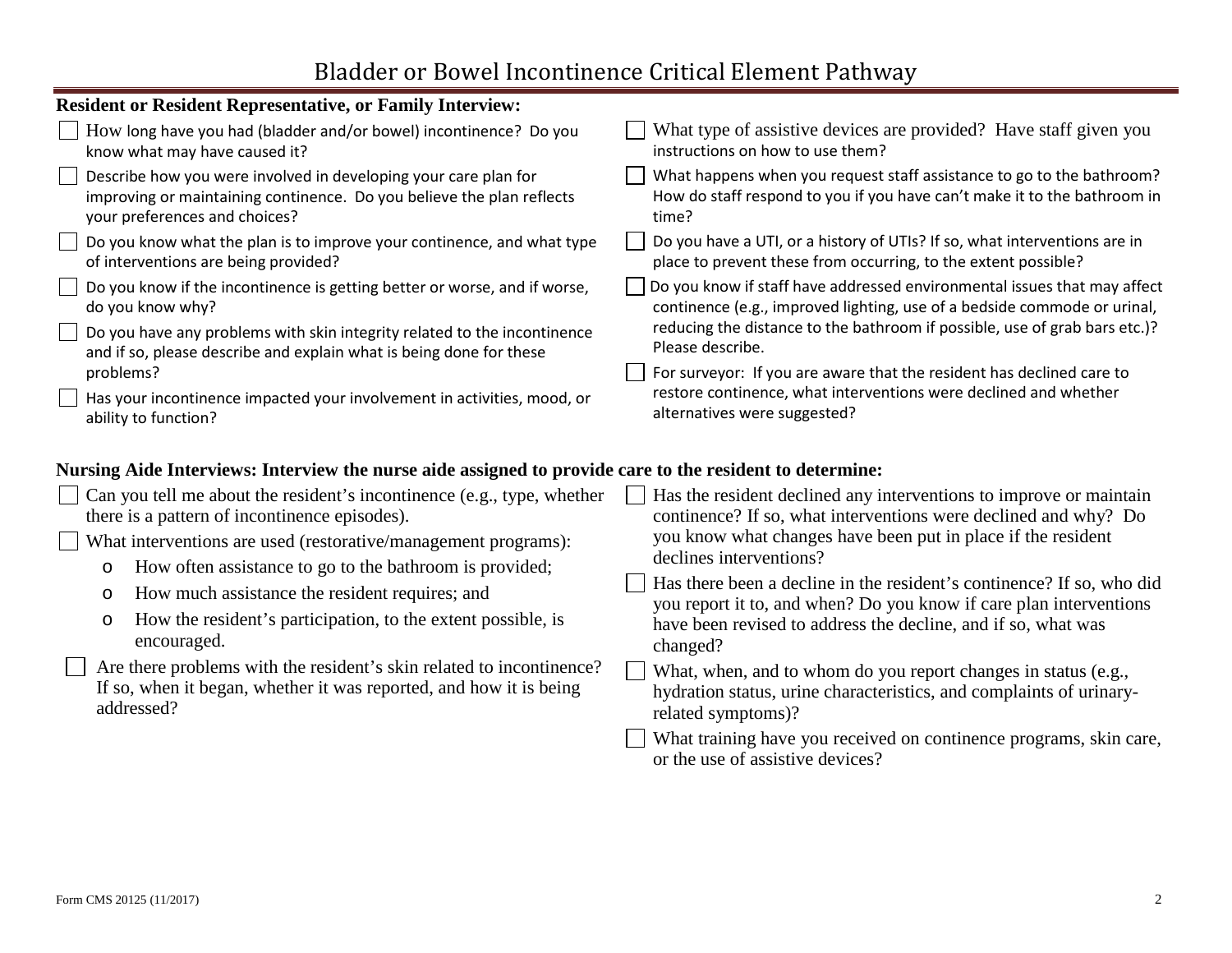# Bladder or Bowel Incontinence Critical Element Pathway

**Resident or Resident Representative, or Family Interview:**

- ☐ How long have you had (bladder and/or bowel) incontinence? Do you know what may have caused it?
- ☐ Describe how you were involved in developing your care plan for improving or maintaining continence. Do you believe the plan reflects your preferences and choices?
- ☐ Do you know what the plan is to improve your continence, and what type of interventions are being provided?
- ☐ Do you know if the incontinence is getting better or worse, and if worse, do you know why?
- ☐ Do you have any problems with skin integrity related to the incontinence and if so, please describe and explain what is being done for these problems?
- ☐ Has your incontinence impacted your involvement in activities, mood, or ability to function?
- ☐ What type of assistive devices are provided? Have staff given you instructions on how to use them?
- ☐ What happens when you request staff assistance to go to the bathroom? How do staff respond to you if you have can't make it to the bathroom in time?
- ☐ Do you have a UTI, or a history of UTIs? If so, what interventions are in place to prevent these from occurring, to the extent possible?
- ☐ Do you know if staff have addressed environmental issues that may affect continence (e.g., improved lighting, use of a bedside commode or urinal, reducing the distance to the bathroom if possible, use of grab bars etc.)? Please describe.
- ☐ For surveyor: If you are aware that the resident has declined care to restore continence, what interventions were declined and whether alternatives were suggested?

**Nursing Aide Interviews: Interview the nurse aide assigned to provide care to the resident to determine:**

- ☐ Can you tell me about the resident's incontinence (e.g., type, whether there is a pattern of incontinence episodes).
- ☐ What interventions are used (restorative/management programs):
  - How often assistance to go to the bathroom is provided;
  - How much assistance the resident requires; and
  - How the resident's participation, to the extent possible, is encouraged.
- ☐ Are there problems with the resident's skin related to incontinence? If so, when it began, whether it was reported, and how it is being addressed?
- ☐ Has the resident declined any interventions to improve or maintain continence? If so, what interventions were declined and why? Do you know what changes have been put in place if the resident declines interventions?
- ☐ Has there been a decline in the resident's continence? If so, who did you report it to, and when? Do you know if care plan interventions have been revised to address the decline, and if so, what was changed?
- ☐ What, when, and to whom do you report changes in status (e.g., hydration status, urine characteristics, and complaints of urinary-related symptoms)?
- ☐ What training have you received on continence programs, skin care, or the use of assistive devices?

Form CMS 20125 (11/2017)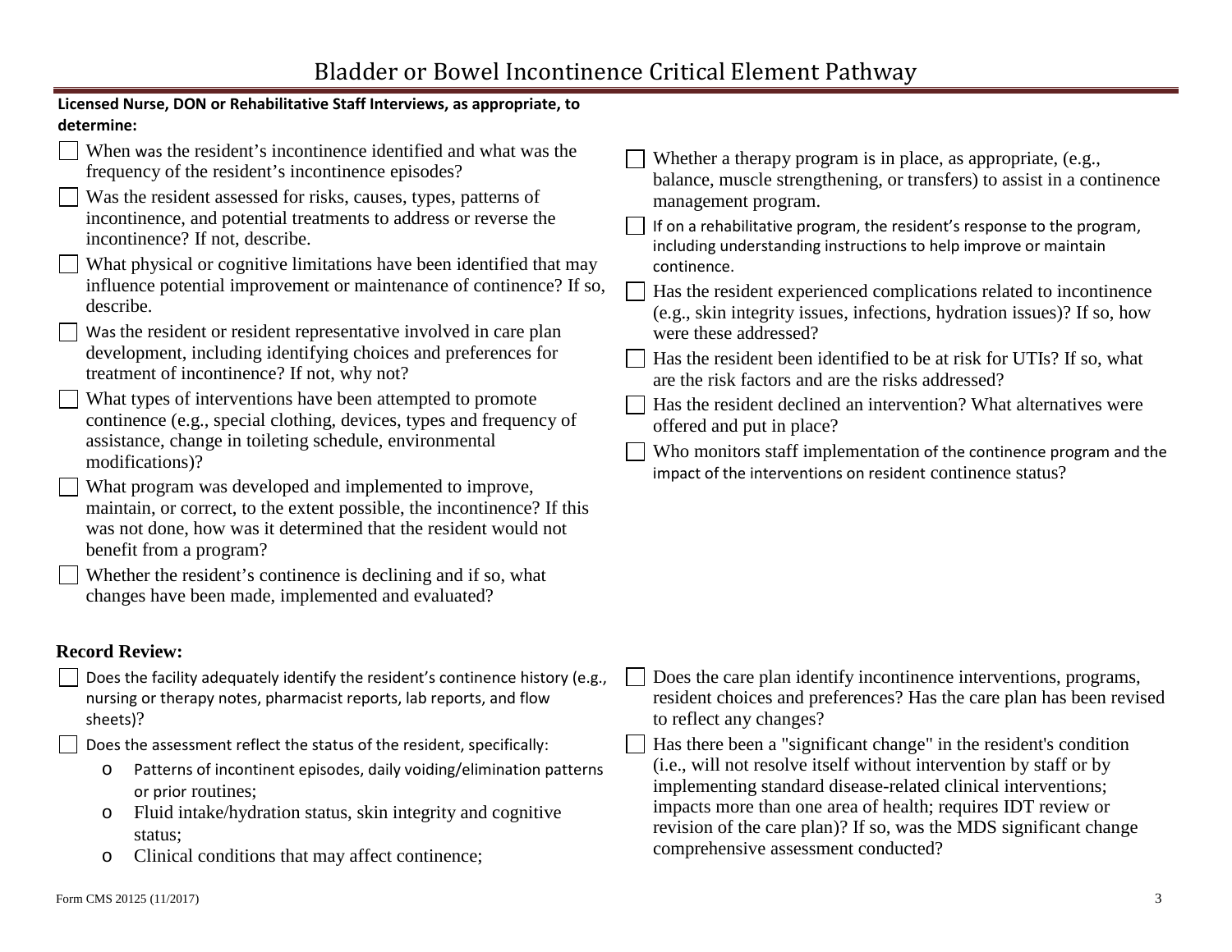# Bladder or Bowel Incontinence Critical Element Pathway

**Licensed Nurse, DON or Rehabilitative Staff Interviews, as appropriate, to determine:**

- ☐ When was the resident's incontinence identified and what was the frequency of the resident's incontinence episodes?
- ☐ Was the resident assessed for risks, causes, types, patterns of incontinence, and potential treatments to address or reverse the incontinence? If not, describe.
- ☐ What physical or cognitive limitations have been identified that may influence potential improvement or maintenance of continence? If so, describe.
- ☐ Was the resident or resident representative involved in care plan development, including identifying choices and preferences for treatment of incontinence? If not, why not?
- ☐ What types of interventions have been attempted to promote continence (e.g., special clothing, devices, types and frequency of assistance, change in toileting schedule, environmental modifications)?
- ☐ What program was developed and implemented to improve, maintain, or correct, to the extent possible, the incontinence? If this was not done, how was it determined that the resident would not benefit from a program?
- ☐ Whether the resident's continence is declining and if so, what changes have been made, implemented and evaluated?
- ☐ Whether a therapy program is in place, as appropriate, (e.g., balance, muscle strengthening, or transfers) to assist in a continence management program.
- ☐ If on a rehabilitative program, the resident's response to the program, including understanding instructions to help improve or maintain continence.
- ☐ Has the resident experienced complications related to incontinence (e.g., skin integrity issues, infections, hydration issues)? If so, how were these addressed?
- ☐ Has the resident been identified to be at risk for UTIs? If so, what are the risk factors and are the risks addressed?
- ☐ Has the resident declined an intervention? What alternatives were offered and put in place?
- ☐ Who monitors staff implementation of the continence program and the impact of the interventions on resident continence status?

**Record Review:**

- ☐ Does the facility adequately identify the resident's continence history (e.g., nursing or therapy notes, pharmacist reports, lab reports, and flow sheets)?
- ☐ Does the assessment reflect the status of the resident, specifically:
  - Patterns of incontinent episodes, daily voiding/elimination patterns or prior routines;
  - Fluid intake/hydration status, skin integrity and cognitive status;
  - Clinical conditions that may affect continence;
- ☐ Does the care plan identify incontinence interventions, programs, resident choices and preferences? Has the care plan has been revised to reflect any changes?
- ☐ Has there been a "significant change" in the resident's condition (i.e., will not resolve itself without intervention by staff or by implementing standard disease-related clinical interventions; impacts more than one area of health; requires IDT review or revision of the care plan)? If so, was the MDS significant change comprehensive assessment conducted?

Form CMS 20125 (11/2017)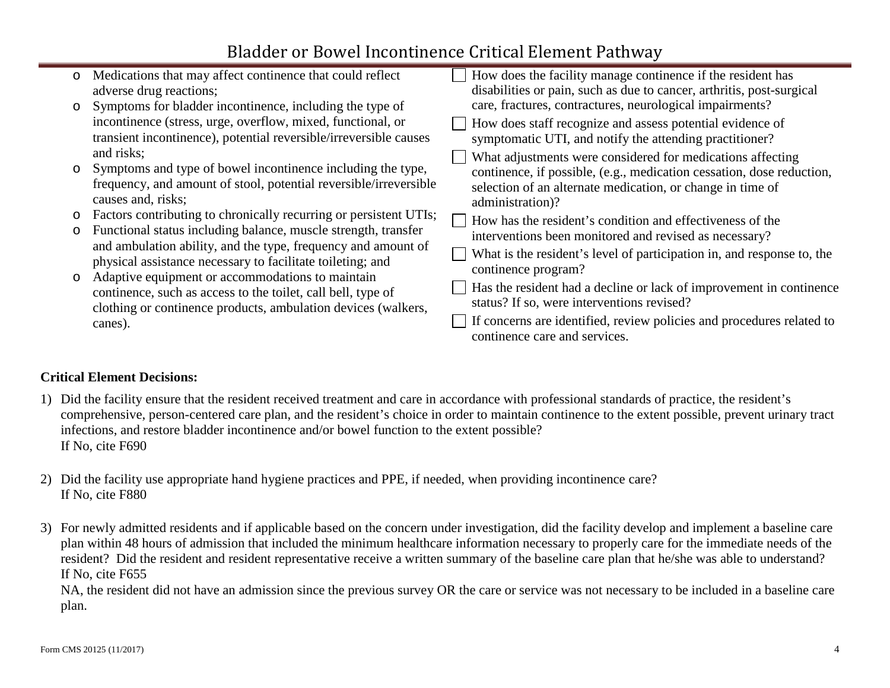# Bladder or Bowel Incontinence Critical Element Pathway

- Medications that may affect continence that could reflect adverse drug reactions;
- Symptoms for bladder incontinence, including the type of incontinence (stress, urge, overflow, mixed, functional, or transient incontinence), potential reversible/irreversible causes and risks;
- Symptoms and type of bowel incontinence including the type, frequency, and amount of stool, potential reversible/irreversible causes and, risks;
- Factors contributing to chronically recurring or persistent UTIs;
- Functional status including balance, muscle strength, transfer and ambulation ability, and the type, frequency and amount of physical assistance necessary to facilitate toileting; and
- Adaptive equipment or accommodations to maintain continence, such as access to the toilet, call bell, type of clothing or continence products, ambulation devices (walkers, canes).

- [ ] How does the facility manage continence if the resident has disabilities or pain, such as due to cancer, arthritis, post-surgical care, fractures, contractures, neurological impairments?
- [ ] How does staff recognize and assess potential evidence of symptomatic UTI, and notify the attending practitioner?
- [ ] What adjustments were considered for medications affecting continence, if possible, (e.g., medication cessation, dose reduction, selection of an alternate medication, or change in time of administration)?
- [ ] How has the resident's condition and effectiveness of the interventions been monitored and revised as necessary?
- [ ] What is the resident's level of participation in, and response to, the continence program?
- [ ] Has the resident had a decline or lack of improvement in continence status? If so, were interventions revised?
- [ ] If concerns are identified, review policies and procedures related to continence care and services.

**Critical Element Decisions:**

1) Did the facility ensure that the resident received treatment and care in accordance with professional standards of practice, the resident's comprehensive, person-centered care plan, and the resident's choice in order to maintain continence to the extent possible, prevent urinary tract infections, and restore bladder incontinence and/or bowel function to the extent possible?
   If No, cite F690

2) Did the facility use appropriate hand hygiene practices and PPE, if needed, when providing incontinence care?
   If No, cite F880

3) For newly admitted residents and if applicable based on the concern under investigation, did the facility develop and implement a baseline care plan within 48 hours of admission that included the minimum healthcare information necessary to properly care for the immediate needs of the resident? Did the resident and resident representative receive a written summary of the baseline care plan that he/she was able to understand?
   If No, cite F655
   NA, the resident did not have an admission since the previous survey OR the care or service was not necessary to be included in a baseline care plan.

Form CMS 20125 (11/2017)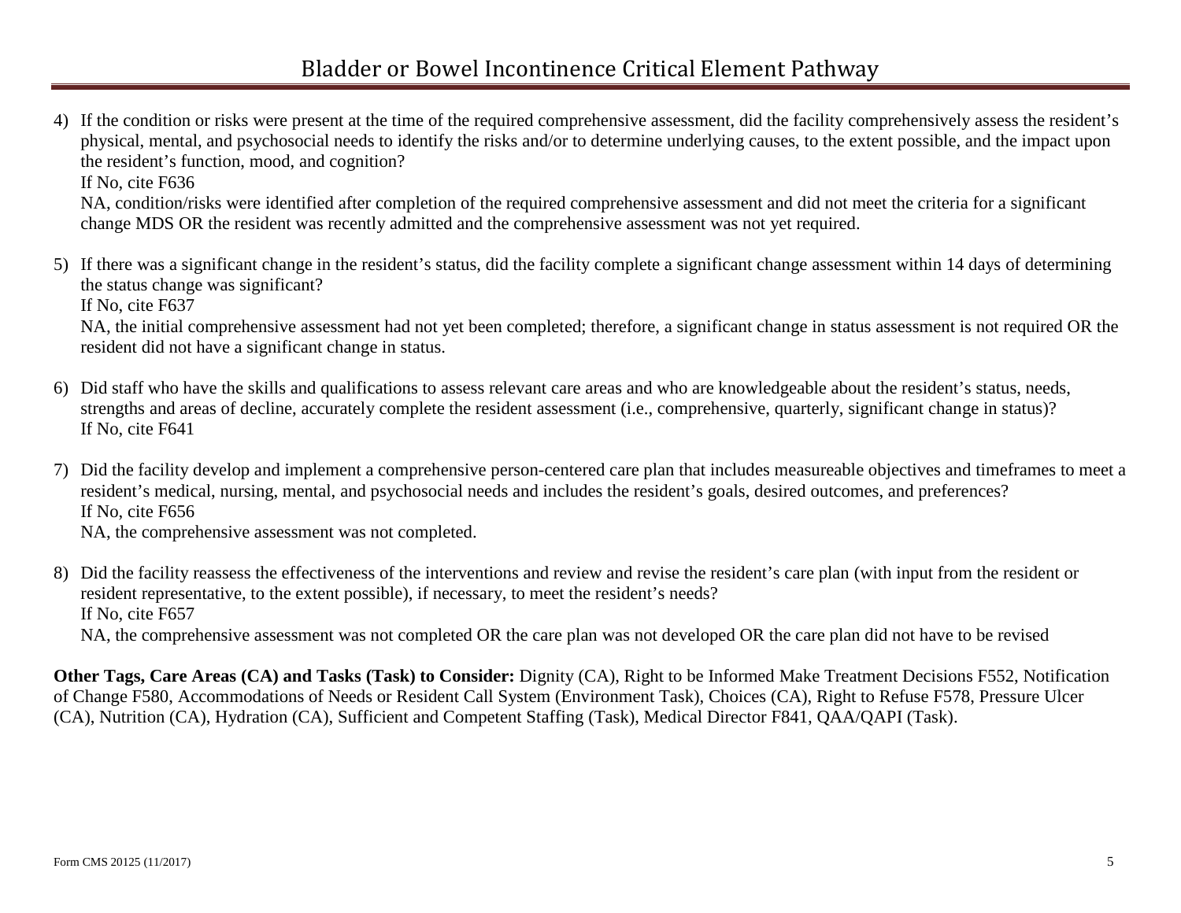4) If the condition or risks were present at the time of the required comprehensive assessment, did the facility comprehensively assess the resident's physical, mental, and psychosocial needs to identify the risks and/or to determine underlying causes, to the extent possible, and the impact upon the resident's function, mood, and cognition?
   If No, cite F636
   NA, condition/risks were identified after completion of the required comprehensive assessment and did not meet the criteria for a significant change MDS OR the resident was recently admitted and the comprehensive assessment was not yet required.

5) If there was a significant change in the resident's status, did the facility complete a significant change assessment within 14 days of determining the status change was significant?
   If No, cite F637
   NA, the initial comprehensive assessment had not yet been completed; therefore, a significant change in status assessment is not required OR the resident did not have a significant change in status.

6) Did staff who have the skills and qualifications to assess relevant care areas and who are knowledgeable about the resident's status, needs, strengths and areas of decline, accurately complete the resident assessment (i.e., comprehensive, quarterly, significant change in status)?
   If No, cite F641

7) Did the facility develop and implement a comprehensive person-centered care plan that includes measureable objectives and timeframes to meet a resident's medical, nursing, mental, and psychosocial needs and includes the resident's goals, desired outcomes, and preferences?
   If No, cite F656
   NA, the comprehensive assessment was not completed.

8) Did the facility reassess the effectiveness of the interventions and review and revise the resident's care plan (with input from the resident or resident representative, to the extent possible), if necessary, to meet the resident's needs?
   If No, cite F657
   NA, the comprehensive assessment was not completed OR the care plan was not developed OR the care plan did not have to be revised

**Other Tags, Care Areas (CA) and Tasks (Task) to Consider:** Dignity (CA), Right to be Informed Make Treatment Decisions F552, Notification of Change F580, Accommodations of Needs or Resident Call System (Environment Task), Choices (CA), Right to Refuse F578, Pressure Ulcer (CA), Nutrition (CA), Hydration (CA), Sufficient and Competent Staffing (Task), Medical Director F841, QAA/QAPI (Task).